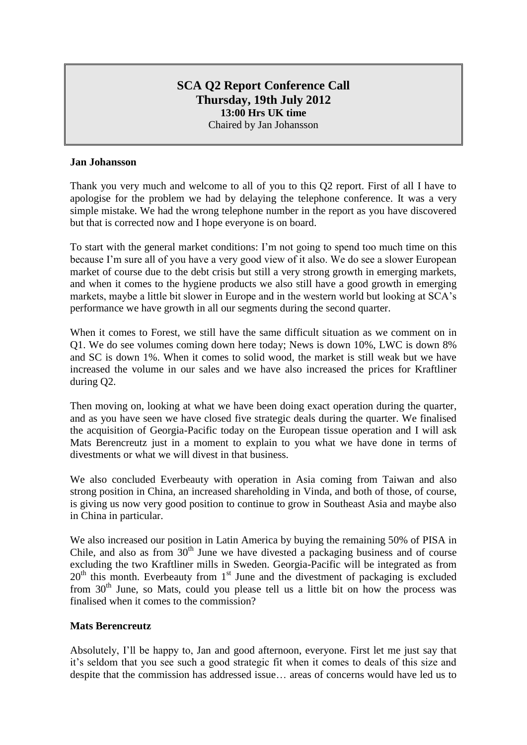# SCA Q2 Report Conference Call

**Thursday, 19th July 2012**

**13:00 Hrs UK time**

Chaired by Jan Johansson

**Jan Johansson**

Thank you very much and welcome to all of you to this Q2 report. First of all I have to apologise for the problem we had by delaying the telephone conference. It was a very simple mistake. We had the wrong telephone number in the report as you have discovered but that is corrected now and I hope everyone is on board.

To start with the general market conditions: I'm not going to spend too much time on this because I'm sure all of you have a very good view of it also. We do see a slower European market of course due to the debt crisis but still a very strong growth in emerging markets, and when it comes to the hygiene products we also still have a good growth in emerging markets, maybe a little bit slower in Europe and in the western world but looking at SCA's performance we have growth in all our segments during the second quarter.

When it comes to Forest, we still have the same difficult situation as we comment on in Q1. We do see volumes coming down here today; News is down 10%, LWC is down 8% and SC is down 1%. When it comes to solid wood, the market is still weak but we have increased the volume in our sales and we have also increased the prices for Kraftliner during Q2.

Then moving on, looking at what we have been doing exact operation during the quarter, and as you have seen we have closed five strategic deals during the quarter. We finalised the acquisition of Georgia-Pacific today on the European tissue operation and I will ask Mats Berencreutz just in a moment to explain to you what we have done in terms of divestments or what we will divest in that business.

We also concluded Everbeauty with operation in Asia coming from Taiwan and also strong position in China, an increased shareholding in Vinda, and both of those, of course, is giving us now very good position to continue to grow in Southeast Asia and maybe also in China in particular.

We also increased our position in Latin America by buying the remaining 50% of PISA in Chile, and also as from 30th June we have divested a packaging business and of course excluding the two Kraftliner mills in Sweden. Georgia-Pacific will be integrated as from 20th this month. Everbeauty from 1st June and the divestment of packaging is excluded from 30th June, so Mats, could you please tell us a little bit on how the process was finalised when it comes to the commission?

**Mats Berencreutz**

Absolutely, I'll be happy to, Jan and good afternoon, everyone. First let me just say that it's seldom that you see such a good strategic fit when it comes to deals of this size and despite that the commission has addressed issue… areas of concerns would have led us to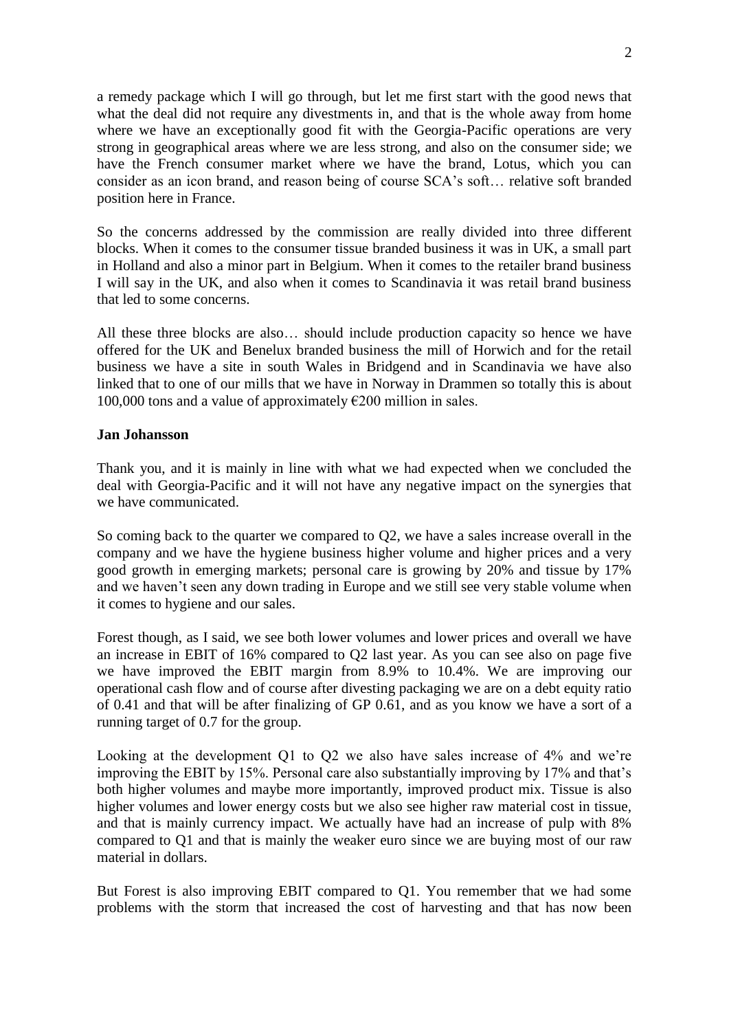a remedy package which I will go through, but let me first start with the good news that what the deal did not require any divestments in, and that is the whole away from home where we have an exceptionally good fit with the Georgia-Pacific operations are very strong in geographical areas where we are less strong, and also on the consumer side; we have the French consumer market where we have the brand, Lotus, which you can consider as an icon brand, and reason being of course SCA's soft… relative soft branded position here in France.

So the concerns addressed by the commission are really divided into three different blocks. When it comes to the consumer tissue branded business it was in UK, a small part in Holland and also a minor part in Belgium. When it comes to the retailer brand business I will say in the UK, and also when it comes to Scandinavia it was retail brand business that led to some concerns.

All these three blocks are also… should include production capacity so hence we have offered for the UK and Benelux branded business the mill of Horwich and for the retail business we have a site in south Wales in Bridgend and in Scandinavia we have also linked that to one of our mills that we have in Norway in Drammen so totally this is about 100,000 tons and a value of approximately €200 million in sales.

**Jan Johansson**

Thank you, and it is mainly in line with what we had expected when we concluded the deal with Georgia-Pacific and it will not have any negative impact on the synergies that we have communicated.

So coming back to the quarter we compared to Q2, we have a sales increase overall in the company and we have the hygiene business higher volume and higher prices and a very good growth in emerging markets; personal care is growing by 20% and tissue by 17% and we haven't seen any down trading in Europe and we still see very stable volume when it comes to hygiene and our sales.

Forest though, as I said, we see both lower volumes and lower prices and overall we have an increase in EBIT of 16% compared to Q2 last year. As you can see also on page five we have improved the EBIT margin from 8.9% to 10.4%. We are improving our operational cash flow and of course after divesting packaging we are on a debt equity ratio of 0.41 and that will be after finalizing of GP 0.61, and as you know we have a sort of a running target of 0.7 for the group.

Looking at the development Q1 to Q2 we also have sales increase of 4% and we're improving the EBIT by 15%. Personal care also substantially improving by 17% and that's both higher volumes and maybe more importantly, improved product mix. Tissue is also higher volumes and lower energy costs but we also see higher raw material cost in tissue, and that is mainly currency impact. We actually have had an increase of pulp with 8% compared to Q1 and that is mainly the weaker euro since we are buying most of our raw material in dollars.

But Forest is also improving EBIT compared to Q1. You remember that we had some problems with the storm that increased the cost of harvesting and that has now been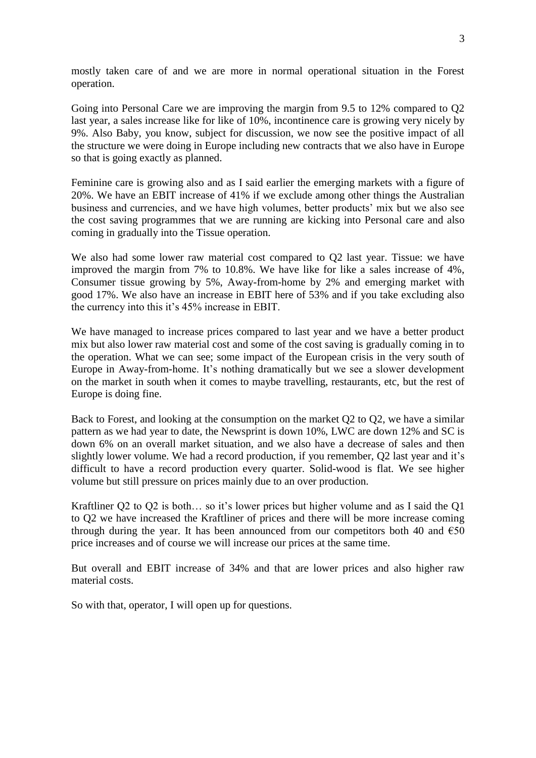mostly taken care of and we are more in normal operational situation in the Forest operation.

Going into Personal Care we are improving the margin from 9.5 to 12% compared to Q2 last year, a sales increase like for like of 10%, incontinence care is growing very nicely by 9%. Also Baby, you know, subject for discussion, we now see the positive impact of all the structure we were doing in Europe including new contracts that we also have in Europe so that is going exactly as planned.

Feminine care is growing also and as I said earlier the emerging markets with a figure of 20%. We have an EBIT increase of 41% if we exclude among other things the Australian business and currencies, and we have high volumes, better products' mix but we also see the cost saving programmes that we are running are kicking into Personal care and also coming in gradually into the Tissue operation.

We also had some lower raw material cost compared to Q2 last year. Tissue: we have improved the margin from 7% to 10.8%. We have like for like a sales increase of 4%, Consumer tissue growing by 5%, Away-from-home by 2% and emerging market with good 17%. We also have an increase in EBIT here of 53% and if you take excluding also the currency into this it's 45% increase in EBIT.

We have managed to increase prices compared to last year and we have a better product mix but also lower raw material cost and some of the cost saving is gradually coming in to the operation. What we can see; some impact of the European crisis in the very south of Europe in Away-from-home. It's nothing dramatically but we see a slower development on the market in south when it comes to maybe travelling, restaurants, etc, but the rest of Europe is doing fine.

Back to Forest, and looking at the consumption on the market Q2 to Q2, we have a similar pattern as we had year to date, the Newsprint is down 10%, LWC are down 12% and SC is down 6% on an overall market situation, and we also have a decrease of sales and then slightly lower volume. We had a record production, if you remember, Q2 last year and it's difficult to have a record production every quarter. Solid-wood is flat. We see higher volume but still pressure on prices mainly due to an over production.

Kraftliner Q2 to Q2 is both… so it's lower prices but higher volume and as I said the Q1 to Q2 we have increased the Kraftliner of prices and there will be more increase coming through during the year. It has been announced from our competitors both 40 and €50 price increases and of course we will increase our prices at the same time.

But overall and EBIT increase of 34% and that are lower prices and also higher raw material costs.

So with that, operator, I will open up for questions.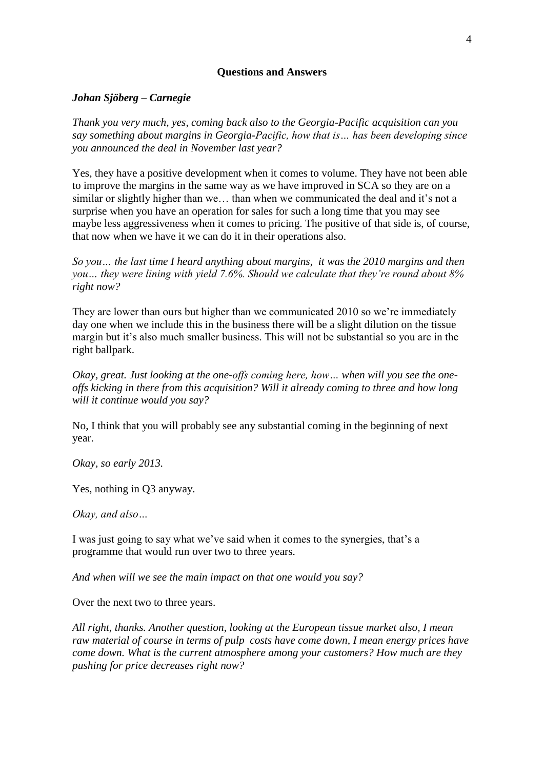**Questions and Answers**

***Johan Sjöberg – Carnegie***

*Thank you very much, yes, coming back also to the Georgia-Pacific acquisition can you say something about margins in Georgia-Pacific, how that is… has been developing since you announced the deal in November last year?*

Yes, they have a positive development when it comes to volume. They have not been able to improve the margins in the same way as we have improved in SCA so they are on a similar or slightly higher than we… than when we communicated the deal and it's not a surprise when you have an operation for sales for such a long time that you may see maybe less aggressiveness when it comes to pricing. The positive of that side is, of course, that now when we have it we can do it in their operations also.

*So you… the last time I heard anything about margins, it was the 2010 margins and then you… they were lining with yield 7.6%. Should we calculate that they're round about 8% right now?*

They are lower than ours but higher than we communicated 2010 so we're immediately day one when we include this in the business there will be a slight dilution on the tissue margin but it's also much smaller business. This will not be substantial so you are in the right ballpark.

*Okay, great. Just looking at the one-offs coming here, how… when will you see the one-offs kicking in there from this acquisition? Will it already coming to three and how long will it continue would you say?*

No, I think that you will probably see any substantial coming in the beginning of next year.

*Okay, so early 2013.*

Yes, nothing in Q3 anyway.

*Okay, and also…*

I was just going to say what we've said when it comes to the synergies, that's a programme that would run over two to three years.

*And when will we see the main impact on that one would you say?*

Over the next two to three years.

*All right, thanks. Another question, looking at the European tissue market also, I mean raw material of course in terms of pulp costs have come down, I mean energy prices have come down. What is the current atmosphere among your customers? How much are they pushing for price decreases right now?*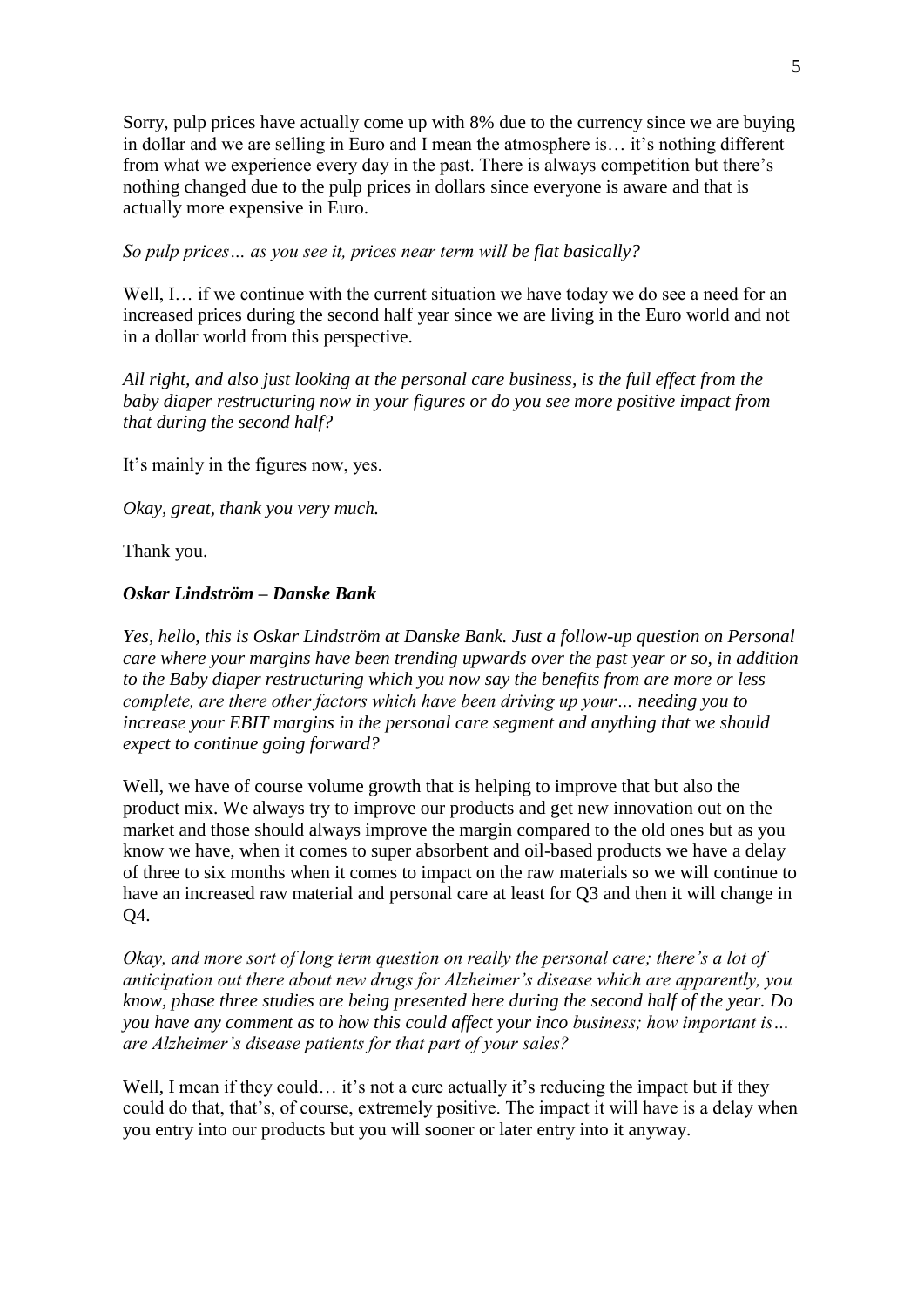Sorry, pulp prices have actually come up with 8% due to the currency since we are buying in dollar and we are selling in Euro and I mean the atmosphere is… it's nothing different from what we experience every day in the past. There is always competition but there's nothing changed due to the pulp prices in dollars since everyone is aware and that is actually more expensive in Euro.

*So pulp prices… as you see it, prices near term will be flat basically?*

Well, I… if we continue with the current situation we have today we do see a need for an increased prices during the second half year since we are living in the Euro world and not in a dollar world from this perspective.

*All right, and also just looking at the personal care business, is the full effect from the baby diaper restructuring now in your figures or do you see more positive impact from that during the second half?*

It's mainly in the figures now, yes.

*Okay, great, thank you very much.*

Thank you.

***Oskar Lindström – Danske Bank***

*Yes, hello, this is Oskar Lindström at Danske Bank. Just a follow-up question on Personal care where your margins have been trending upwards over the past year or so, in addition to the Baby diaper restructuring which you now say the benefits from are more or less complete, are there other factors which have been driving up your… needing you to increase your EBIT margins in the personal care segment and anything that we should expect to continue going forward?*

Well, we have of course volume growth that is helping to improve that but also the product mix. We always try to improve our products and get new innovation out on the market and those should always improve the margin compared to the old ones but as you know we have, when it comes to super absorbent and oil-based products we have a delay of three to six months when it comes to impact on the raw materials so we will continue to have an increased raw material and personal care at least for Q3 and then it will change in Q4.

*Okay, and more sort of long term question on really the personal care; there's a lot of anticipation out there about new drugs for Alzheimer's disease which are apparently, you know, phase three studies are being presented here during the second half of the year. Do you have any comment as to how this could affect your inco business; how important is… are Alzheimer's disease patients for that part of your sales?*

Well, I mean if they could… it's not a cure actually it's reducing the impact but if they could do that, that's, of course, extremely positive. The impact it will have is a delay when you entry into our products but you will sooner or later entry into it anyway.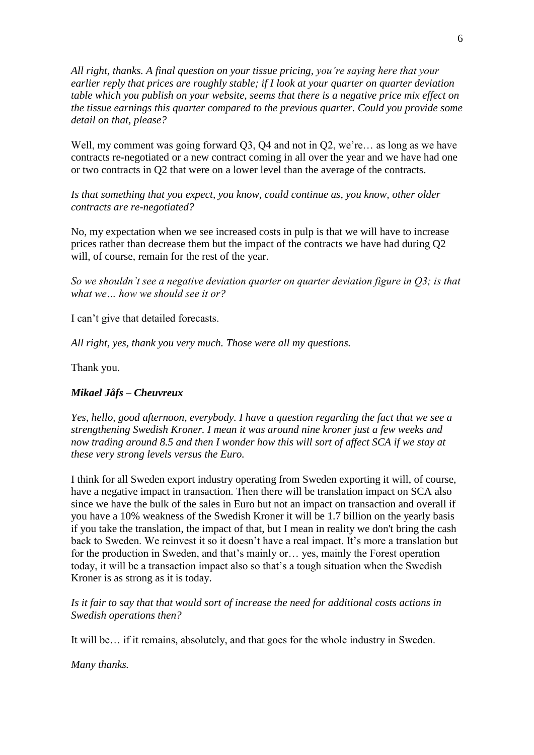*All right, thanks. A final question on your tissue pricing, you're saying here that your earlier reply that prices are roughly stable; if I look at your quarter on quarter deviation table which you publish on your website, seems that there is a negative price mix effect on the tissue earnings this quarter compared to the previous quarter. Could you provide some detail on that, please?*

Well, my comment was going forward Q3, Q4 and not in Q2, we're… as long as we have contracts re-negotiated or a new contract coming in all over the year and we have had one or two contracts in Q2 that were on a lower level than the average of the contracts.

*Is that something that you expect, you know, could continue as, you know, other older contracts are re-negotiated?*

No, my expectation when we see increased costs in pulp is that we will have to increase prices rather than decrease them but the impact of the contracts we have had during Q2 will, of course, remain for the rest of the year.

*So we shouldn't see a negative deviation quarter on quarter deviation figure in Q3; is that what we… how we should see it or?*

I can't give that detailed forecasts.

*All right, yes, thank you very much. Those were all my questions.*

Thank you.

***Mikael Jåfs – Cheuvreux***

*Yes, hello, good afternoon, everybody. I have a question regarding the fact that we see a strengthening Swedish Kroner. I mean it was around nine kroner just a few weeks and now trading around 8.5 and then I wonder how this will sort of affect SCA if we stay at these very strong levels versus the Euro.*

I think for all Sweden export industry operating from Sweden exporting it will, of course, have a negative impact in transaction. Then there will be translation impact on SCA also since we have the bulk of the sales in Euro but not an impact on transaction and overall if you have a 10% weakness of the Swedish Kroner it will be 1.7 billion on the yearly basis if you take the translation, the impact of that, but I mean in reality we don't bring the cash back to Sweden. We reinvest it so it doesn't have a real impact. It's more a translation but for the production in Sweden, and that's mainly or… yes, mainly the Forest operation today, it will be a transaction impact also so that's a tough situation when the Swedish Kroner is as strong as it is today.

*Is it fair to say that that would sort of increase the need for additional costs actions in Swedish operations then?*

It will be… if it remains, absolutely, and that goes for the whole industry in Sweden.

*Many thanks.*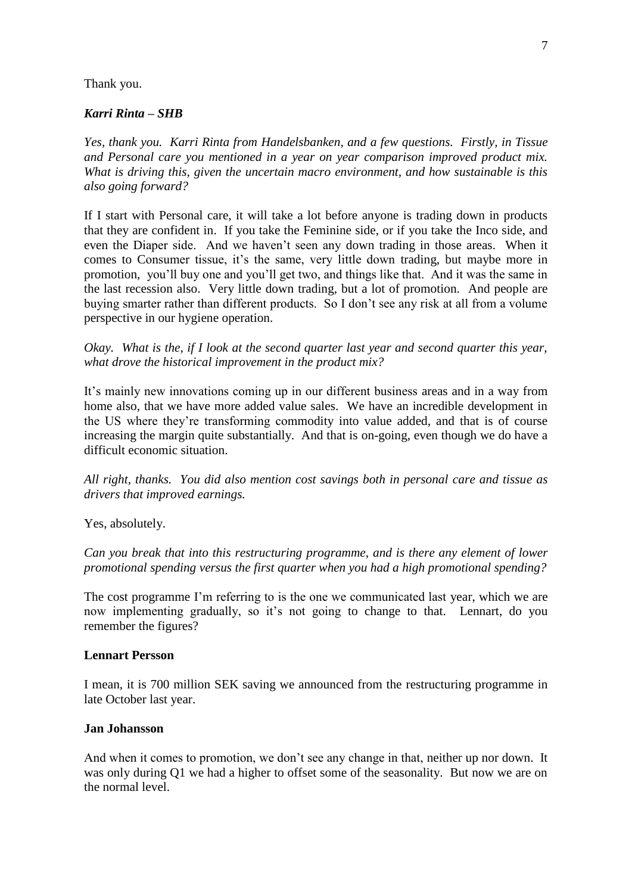Thank you.

***Karri Rinta – SHB***

*Yes, thank you. Karri Rinta from Handelsbanken, and a few questions. Firstly, in Tissue and Personal care you mentioned in a year on year comparison improved product mix. What is driving this, given the uncertain macro environment, and how sustainable is this also going forward?*

If I start with Personal care, it will take a lot before anyone is trading down in products that they are confident in. If you take the Feminine side, or if you take the Inco side, and even the Diaper side. And we haven't seen any down trading in those areas. When it comes to Consumer tissue, it's the same, very little down trading, but maybe more in promotion, you'll buy one and you'll get two, and things like that. And it was the same in the last recession also. Very little down trading, but a lot of promotion. And people are buying smarter rather than different products. So I don't see any risk at all from a volume perspective in our hygiene operation.

*Okay. What is the, if I look at the second quarter last year and second quarter this year, what drove the historical improvement in the product mix?*

It's mainly new innovations coming up in our different business areas and in a way from home also, that we have more added value sales. We have an incredible development in the US where they're transforming commodity into value added, and that is of course increasing the margin quite substantially. And that is on-going, even though we do have a difficult economic situation.

*All right, thanks. You did also mention cost savings both in personal care and tissue as drivers that improved earnings.*

Yes, absolutely.

*Can you break that into this restructuring programme, and is there any element of lower promotional spending versus the first quarter when you had a high promotional spending?*

The cost programme I'm referring to is the one we communicated last year, which we are now implementing gradually, so it's not going to change to that. Lennart, do you remember the figures?

**Lennart Persson**

I mean, it is 700 million SEK saving we announced from the restructuring programme in late October last year.

**Jan Johansson**

And when it comes to promotion, we don't see any change in that, neither up nor down. It was only during Q1 we had a higher to offset some of the seasonality. But now we are on the normal level.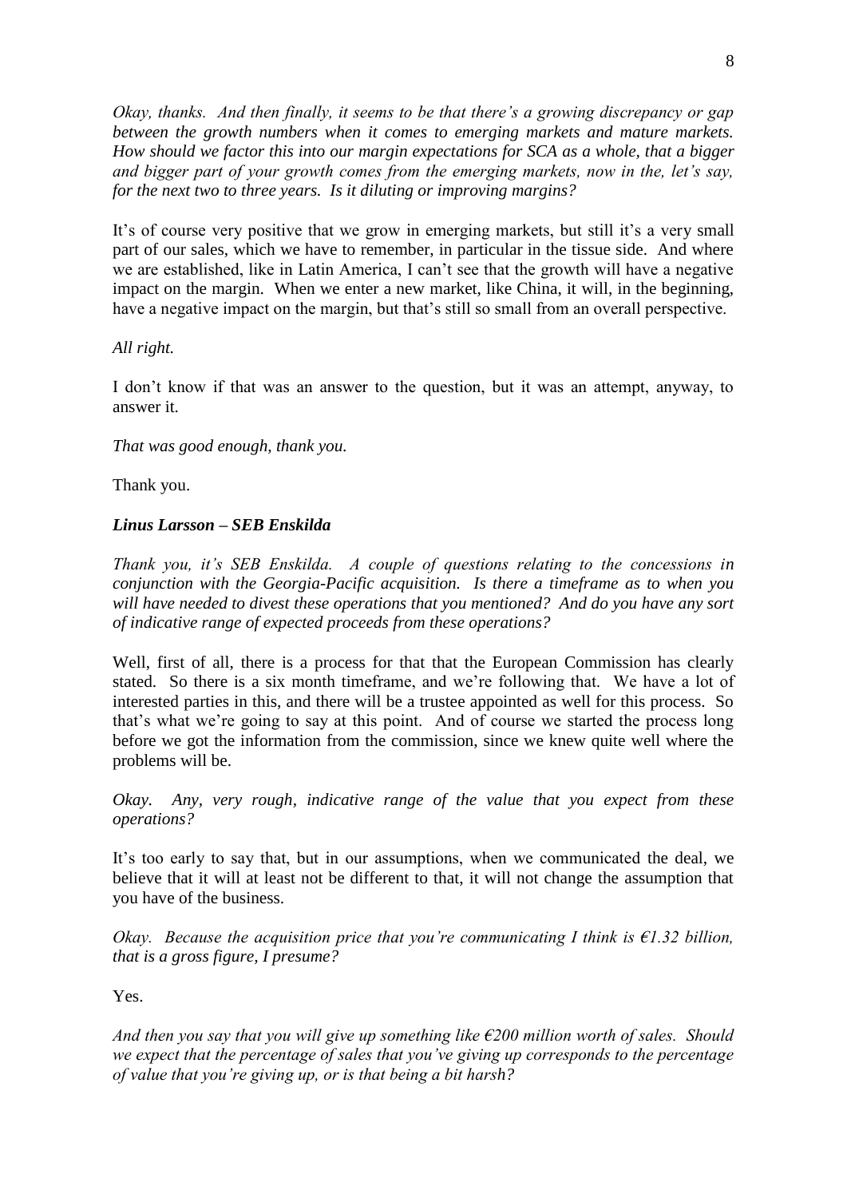*Okay, thanks. And then finally, it seems to be that there's a growing discrepancy or gap between the growth numbers when it comes to emerging markets and mature markets. How should we factor this into our margin expectations for SCA as a whole, that a bigger and bigger part of your growth comes from the emerging markets, now in the, let's say, for the next two to three years. Is it diluting or improving margins?*

It's of course very positive that we grow in emerging markets, but still it's a very small part of our sales, which we have to remember, in particular in the tissue side. And where we are established, like in Latin America, I can't see that the growth will have a negative impact on the margin. When we enter a new market, like China, it will, in the beginning, have a negative impact on the margin, but that's still so small from an overall perspective.

*All right.*

I don't know if that was an answer to the question, but it was an attempt, anyway, to answer it.

*That was good enough, thank you.*

Thank you.

***Linus Larsson – SEB Enskilda***

*Thank you, it's SEB Enskilda. A couple of questions relating to the concessions in conjunction with the Georgia-Pacific acquisition. Is there a timeframe as to when you will have needed to divest these operations that you mentioned? And do you have any sort of indicative range of expected proceeds from these operations?*

Well, first of all, there is a process for that that the European Commission has clearly stated. So there is a six month timeframe, and we're following that. We have a lot of interested parties in this, and there will be a trustee appointed as well for this process. So that's what we're going to say at this point. And of course we started the process long before we got the information from the commission, since we knew quite well where the problems will be.

*Okay. Any, very rough, indicative range of the value that you expect from these operations?*

It's too early to say that, but in our assumptions, when we communicated the deal, we believe that it will at least not be different to that, it will not change the assumption that you have of the business.

*Okay. Because the acquisition price that you're communicating I think is €1.32 billion, that is a gross figure, I presume?*

Yes.

*And then you say that you will give up something like €200 million worth of sales. Should we expect that the percentage of sales that you've giving up corresponds to the percentage of value that you're giving up, or is that being a bit harsh?*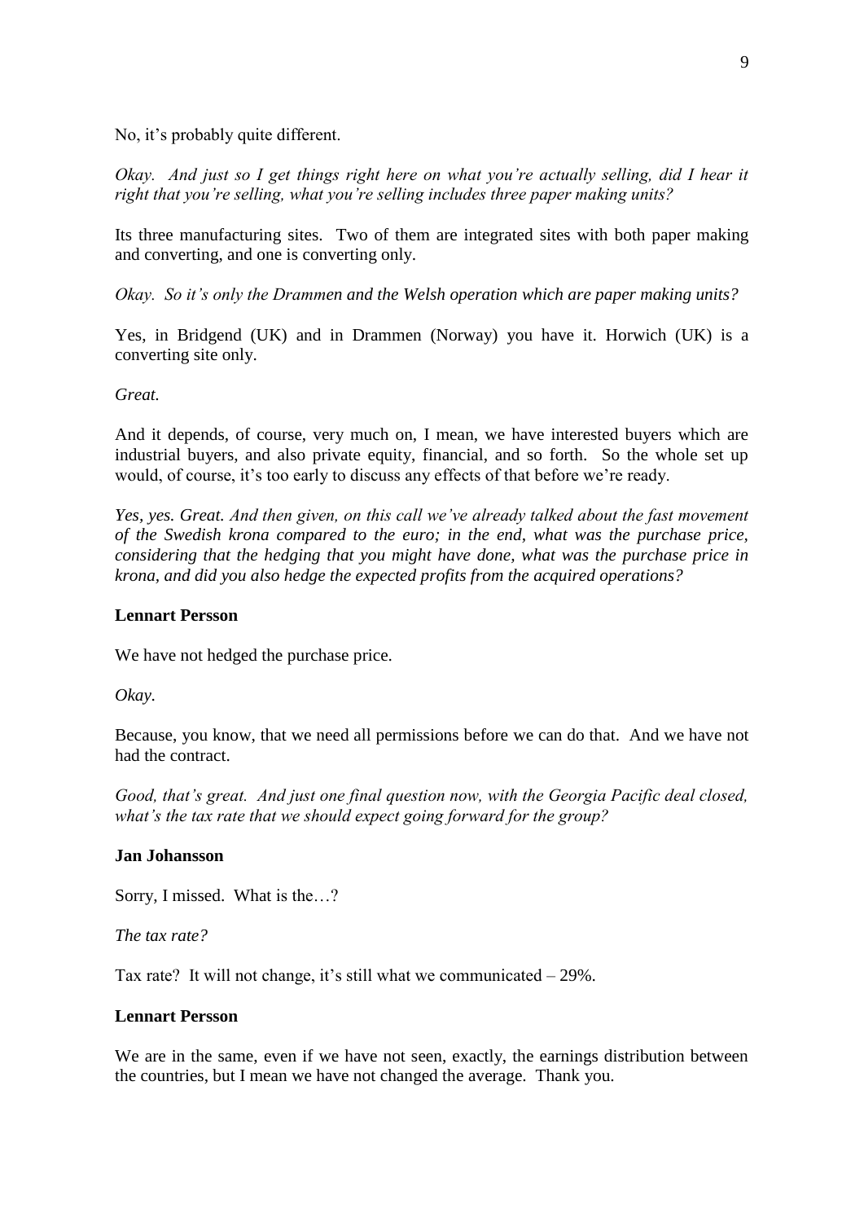No, it's probably quite different.

*Okay. And just so I get things right here on what you're actually selling, did I hear it right that you're selling, what you're selling includes three paper making units?*

Its three manufacturing sites. Two of them are integrated sites with both paper making and converting, and one is converting only.

*Okay. So it's only the Drammen and the Welsh operation which are paper making units?*

Yes, in Bridgend (UK) and in Drammen (Norway) you have it. Horwich (UK) is a converting site only.

*Great.*

And it depends, of course, very much on, I mean, we have interested buyers which are industrial buyers, and also private equity, financial, and so forth. So the whole set up would, of course, it's too early to discuss any effects of that before we're ready.

*Yes, yes. Great. And then given, on this call we've already talked about the fast movement of the Swedish krona compared to the euro; in the end, what was the purchase price, considering that the hedging that you might have done, what was the purchase price in krona, and did you also hedge the expected profits from the acquired operations?*

**Lennart Persson**

We have not hedged the purchase price.

*Okay.*

Because, you know, that we need all permissions before we can do that. And we have not had the contract.

*Good, that's great. And just one final question now, with the Georgia Pacific deal closed, what's the tax rate that we should expect going forward for the group?*

**Jan Johansson**

Sorry, I missed. What is the…?

*The tax rate?*

Tax rate? It will not change, it's still what we communicated – 29%.

**Lennart Persson**

We are in the same, even if we have not seen, exactly, the earnings distribution between the countries, but I mean we have not changed the average. Thank you.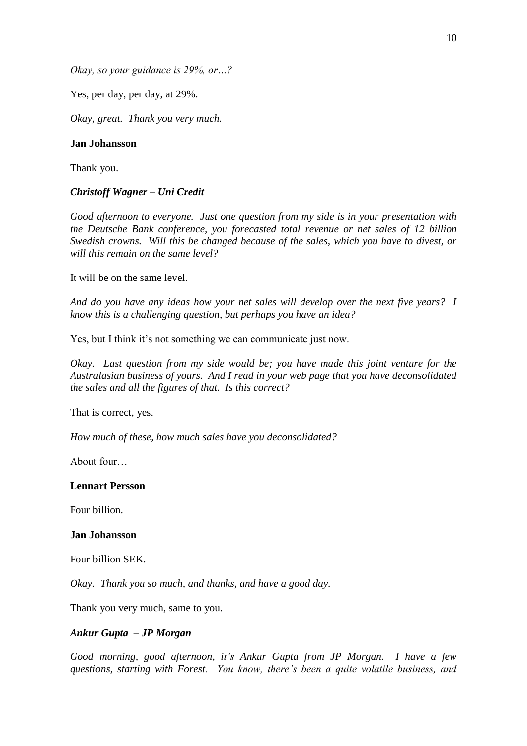*Okay, so your guidance is 29%, or…?*

Yes, per day, per day, at 29%.

*Okay, great. Thank you very much.*

**Jan Johansson**

Thank you.

***Christoff Wagner – Uni Credit***

*Good afternoon to everyone. Just one question from my side is in your presentation with the Deutsche Bank conference, you forecasted total revenue or net sales of 12 billion Swedish crowns. Will this be changed because of the sales, which you have to divest, or will this remain on the same level?*

It will be on the same level.

*And do you have any ideas how your net sales will develop over the next five years? I know this is a challenging question, but perhaps you have an idea?*

Yes, but I think it's not something we can communicate just now.

*Okay. Last question from my side would be; you have made this joint venture for the Australasian business of yours. And I read in your web page that you have deconsolidated the sales and all the figures of that. Is this correct?*

That is correct, yes.

*How much of these, how much sales have you deconsolidated?*

About four…

**Lennart Persson**

Four billion.

**Jan Johansson**

Four billion SEK.

*Okay. Thank you so much, and thanks, and have a good day.*

Thank you very much, same to you.

***Ankur Gupta – JP Morgan***

*Good morning, good afternoon, it's Ankur Gupta from JP Morgan. I have a few questions, starting with Forest. You know, there's been a quite volatile business, and*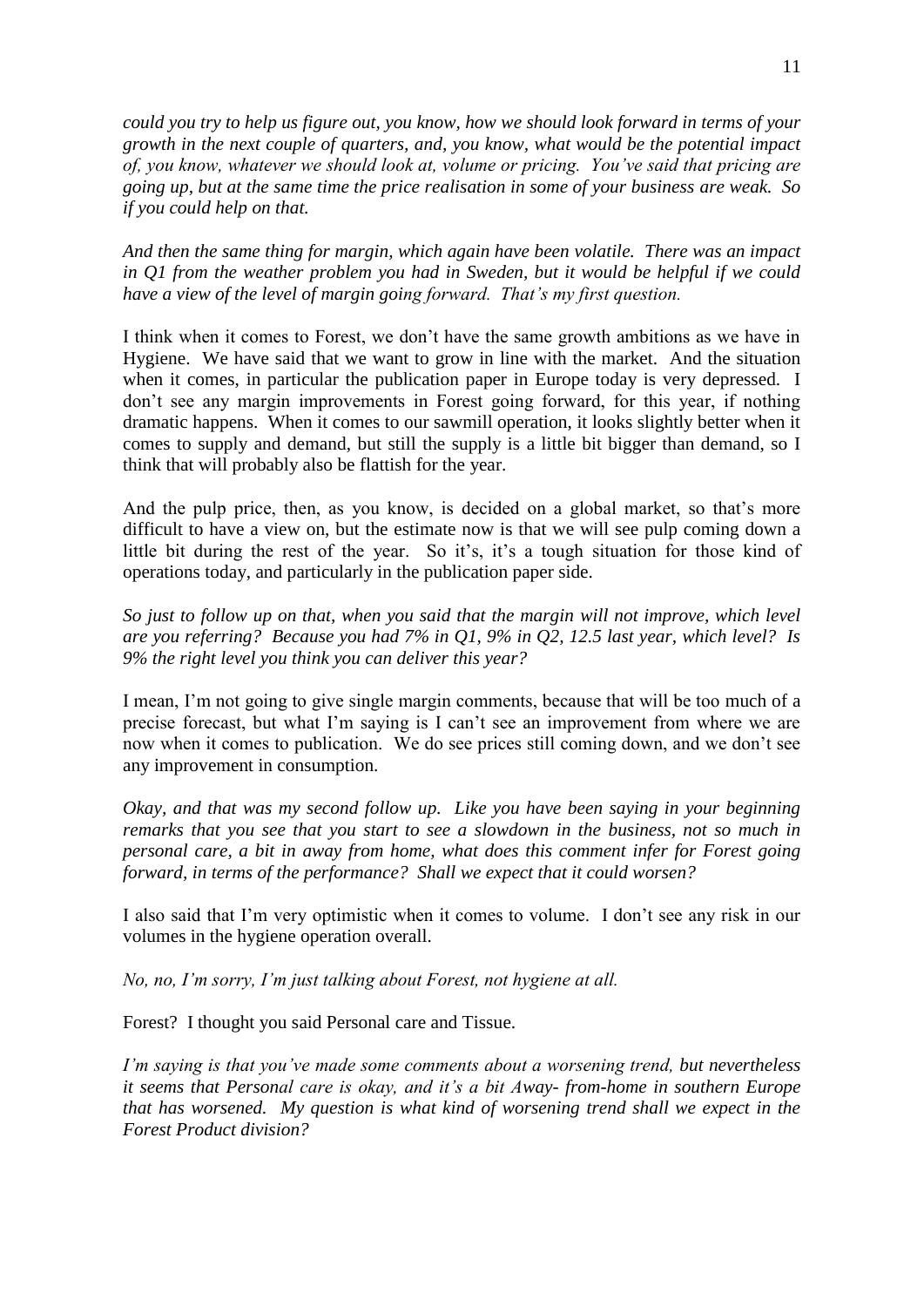*could you try to help us figure out, you know, how we should look forward in terms of your growth in the next couple of quarters, and, you know, what would be the potential impact of, you know, whatever we should look at, volume or pricing. You've said that pricing are going up, but at the same time the price realisation in some of your business are weak. So if you could help on that.*

*And then the same thing for margin, which again have been volatile. There was an impact in Q1 from the weather problem you had in Sweden, but it would be helpful if we could have a view of the level of margin going forward. That's my first question.*

I think when it comes to Forest, we don't have the same growth ambitions as we have in Hygiene. We have said that we want to grow in line with the market. And the situation when it comes, in particular the publication paper in Europe today is very depressed. I don't see any margin improvements in Forest going forward, for this year, if nothing dramatic happens. When it comes to our sawmill operation, it looks slightly better when it comes to supply and demand, but still the supply is a little bit bigger than demand, so I think that will probably also be flattish for the year.

And the pulp price, then, as you know, is decided on a global market, so that's more difficult to have a view on, but the estimate now is that we will see pulp coming down a little bit during the rest of the year. So it's, it's a tough situation for those kind of operations today, and particularly in the publication paper side.

*So just to follow up on that, when you said that the margin will not improve, which level are you referring? Because you had 7% in Q1, 9% in Q2, 12.5 last year, which level? Is 9% the right level you think you can deliver this year?*

I mean, I'm not going to give single margin comments, because that will be too much of a precise forecast, but what I'm saying is I can't see an improvement from where we are now when it comes to publication. We do see prices still coming down, and we don't see any improvement in consumption.

*Okay, and that was my second follow up. Like you have been saying in your beginning remarks that you see that you start to see a slowdown in the business, not so much in personal care, a bit in away from home, what does this comment infer for Forest going forward, in terms of the performance? Shall we expect that it could worsen?*

I also said that I'm very optimistic when it comes to volume. I don't see any risk in our volumes in the hygiene operation overall.

*No, no, I'm sorry, I'm just talking about Forest, not hygiene at all.*

Forest? I thought you said Personal care and Tissue.

*I'm saying is that you've made some comments about a worsening trend, but nevertheless it seems that Personal care is okay, and it's a bit Away- from-home in southern Europe that has worsened. My question is what kind of worsening trend shall we expect in the Forest Product division?*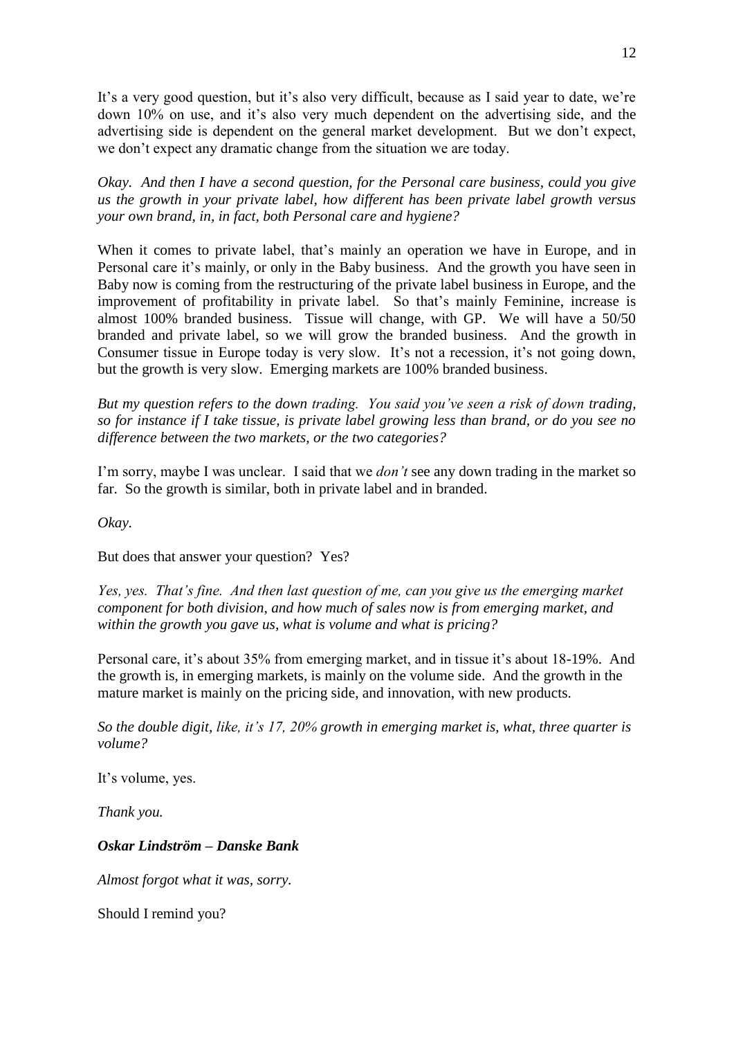It’s a very good question, but it’s also very difficult, because as I said year to date, we’re down 10% on use, and it’s also very much dependent on the advertising side, and the advertising side is dependent on the general market development. But we don’t expect, we don’t expect any dramatic change from the situation we are today.

*Okay. And then I have a second question, for the Personal care business, could you give us the growth in your private label, how different has been private label growth versus your own brand, in, in fact, both Personal care and hygiene?*

When it comes to private label, that’s mainly an operation we have in Europe, and in Personal care it’s mainly, or only in the Baby business. And the growth you have seen in Baby now is coming from the restructuring of the private label business in Europe, and the improvement of profitability in private label. So that’s mainly Feminine, increase is almost 100% branded business. Tissue will change, with GP. We will have a 50/50 branded and private label, so we will grow the branded business. And the growth in Consumer tissue in Europe today is very slow. It’s not a recession, it’s not going down, but the growth is very slow. Emerging markets are 100% branded business.

*But my question refers to the down trading. You said you’ve seen a risk of down trading, so for instance if I take tissue, is private label growing less than brand, or do you see no difference between the two markets, or the two categories?*

I’m sorry, maybe I was unclear. I said that we *don’t* see any down trading in the market so far. So the growth is similar, both in private label and in branded.

*Okay.*

But does that answer your question? Yes?

*Yes, yes. That’s fine. And then last question of me, can you give us the emerging market component for both division, and how much of sales now is from emerging market, and within the growth you gave us, what is volume and what is pricing?*

Personal care, it’s about 35% from emerging market, and in tissue it’s about 18-19%. And the growth is, in emerging markets, is mainly on the volume side. And the growth in the mature market is mainly on the pricing side, and innovation, with new products.

*So the double digit, like, it’s 17, 20% growth in emerging market is, what, three quarter is volume?*

It’s volume, yes.

*Thank you.*

***Oskar Lindström – Danske Bank***

*Almost forgot what it was, sorry.*

Should I remind you?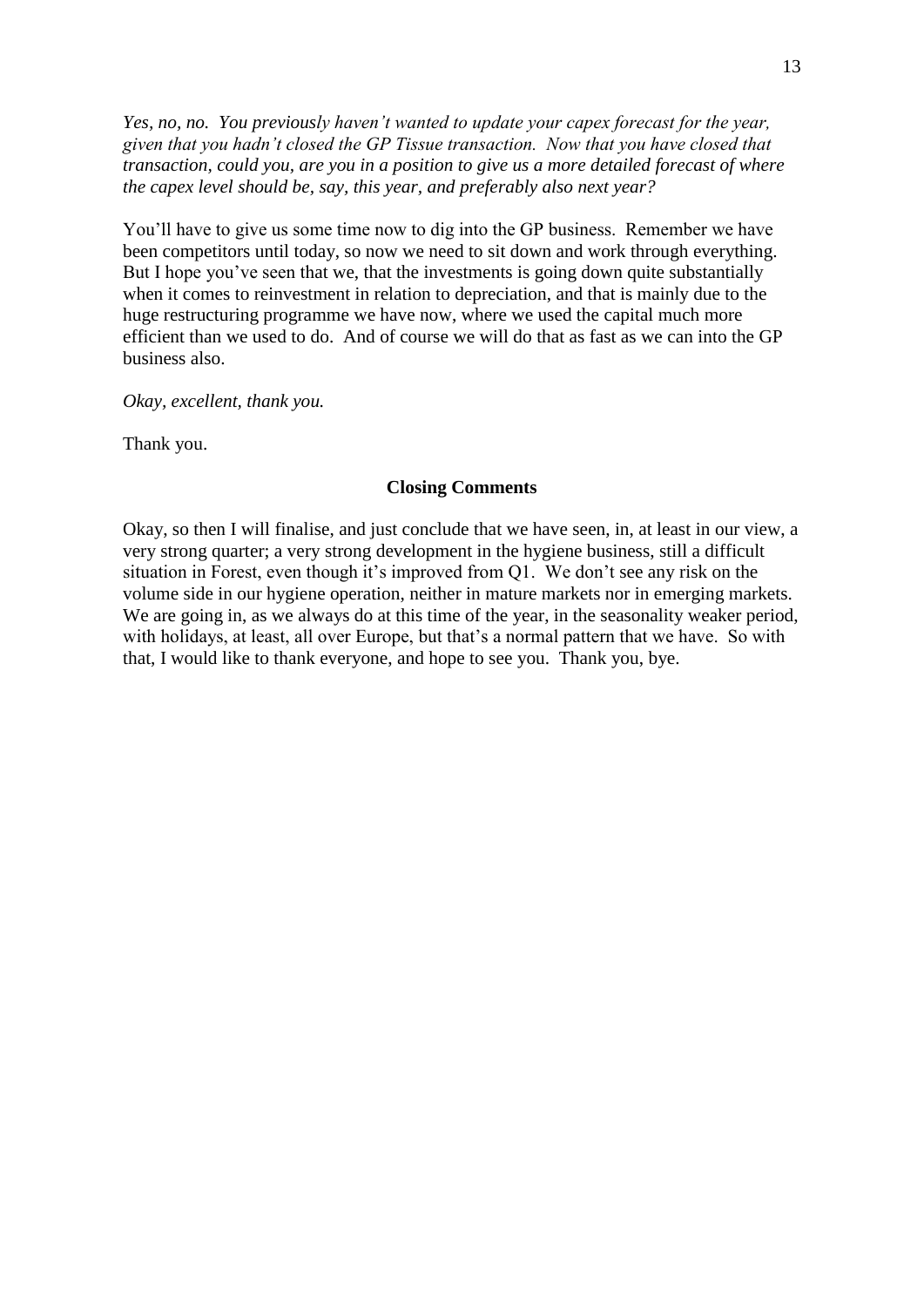*Yes, no, no. You previously haven't wanted to update your capex forecast for the year, given that you hadn't closed the GP Tissue transaction. Now that you have closed that transaction, could you, are you in a position to give us a more detailed forecast of where the capex level should be, say, this year, and preferably also next year?*

You'll have to give us some time now to dig into the GP business. Remember we have been competitors until today, so now we need to sit down and work through everything. But I hope you've seen that we, that the investments is going down quite substantially when it comes to reinvestment in relation to depreciation, and that is mainly due to the huge restructuring programme we have now, where we used the capital much more efficient than we used to do. And of course we will do that as fast as we can into the GP business also.

*Okay, excellent, thank you.*

Thank you.

**Closing Comments**

Okay, so then I will finalise, and just conclude that we have seen, in, at least in our view, a very strong quarter; a very strong development in the hygiene business, still a difficult situation in Forest, even though it's improved from Q1. We don't see any risk on the volume side in our hygiene operation, neither in mature markets nor in emerging markets. We are going in, as we always do at this time of the year, in the seasonality weaker period, with holidays, at least, all over Europe, but that's a normal pattern that we have. So with that, I would like to thank everyone, and hope to see you. Thank you, bye.